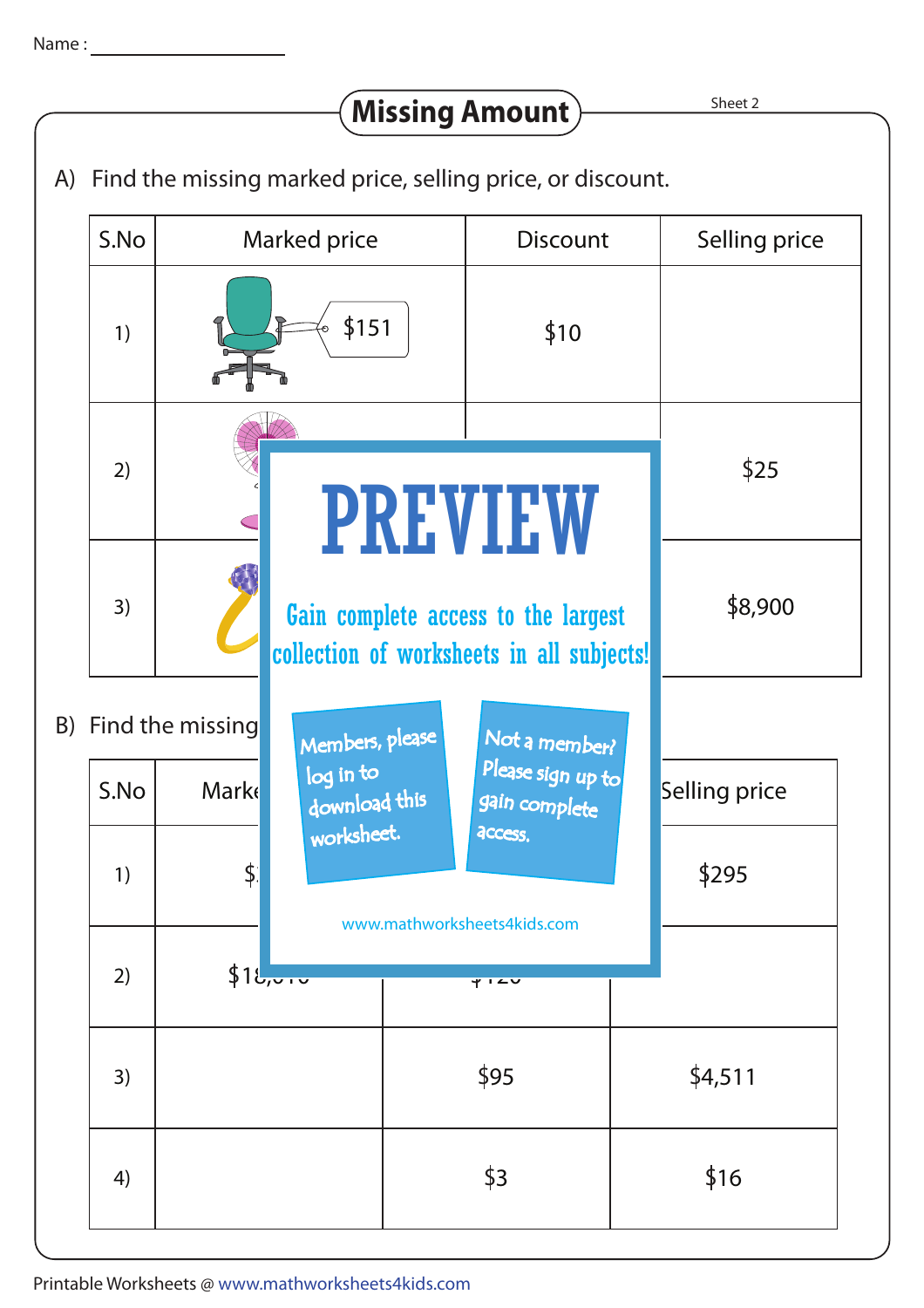Name : ______________

## Missing Amount

Sheet 2

A) Find the missing marked price, selling price, or discount.

| S.No | Marked price | Discount | Selling price |
|---|---|---|---|
| 1) | $151 | $10 | |
| 2) | | | $25 |
| 3) | | | $8,900 |

B) Find the missing

| S.No | Marke | | Selling price |
|---|---|---|---|
| 1) | $ | | $295 |
| 2) | $18, | | |
| 3) | | $95 | $4,511 |
| 4) | | $3 | $16 |

PREVIEW

Gain complete access to the largest collection of worksheets in all subjects!

Members, please log in to download this worksheet.

Not a member? Please sign up to gain complete access.

www.mathworksheets4kids.com

Printable Worksheets @ www.mathworksheets4kids.com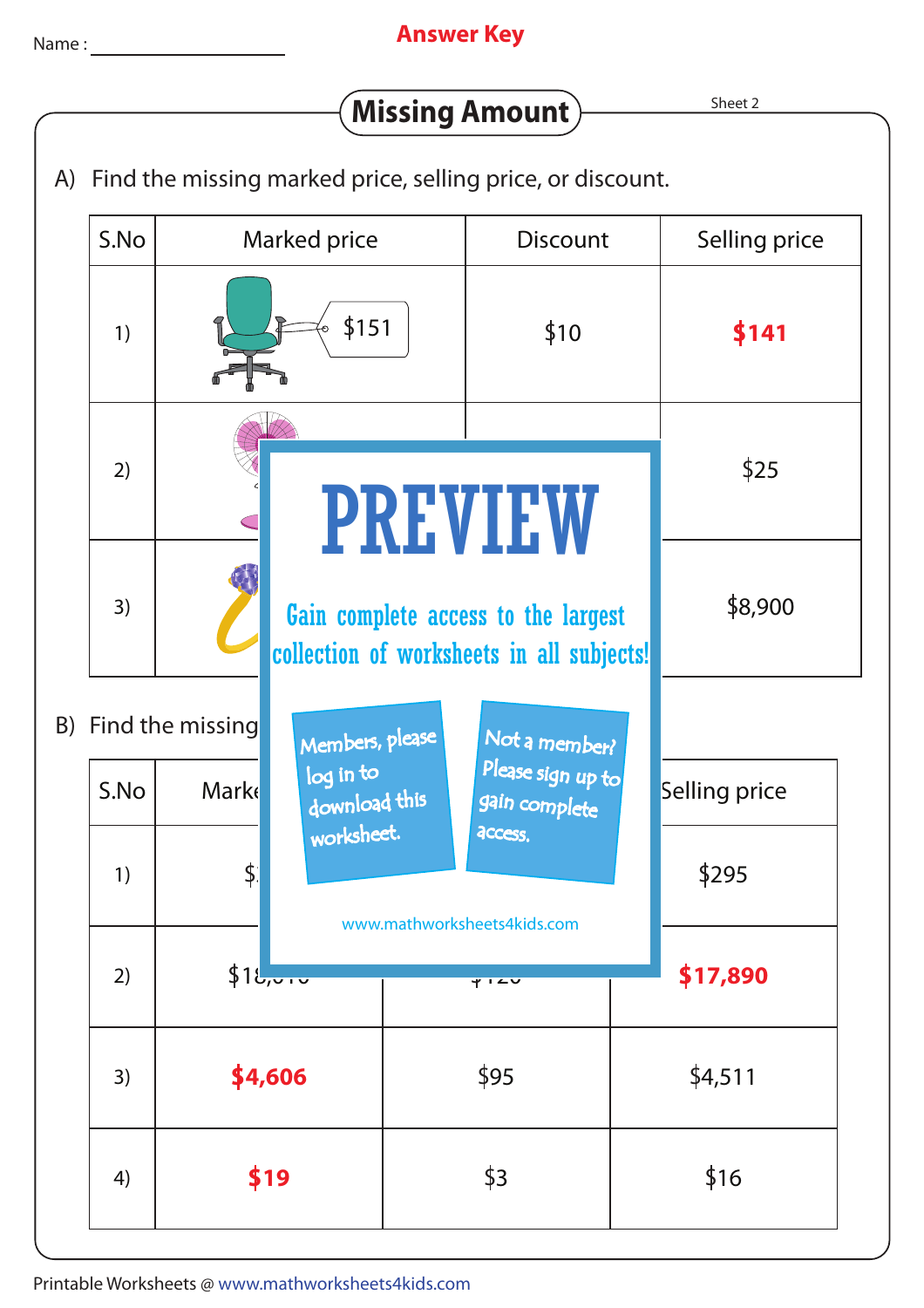Name : ________________

**Answer Key**

## Missing Amount

Sheet 2

A) Find the missing marked price, selling price, or discount.

| S.No | Marked price | Discount | Selling price |
|---|---|---|---|
| 1) | $151 | $10 | **$141** |
| 2) | | | $25 |
| 3) | | | $8,900 |

PREVIEW

Gain complete access to the largest collection of worksheets in all subjects!

Members, please log in to download this worksheet.

Not a member? Please sign up to gain complete access.

www.mathworksheets4kids.com

B) Find the missing

| S.No | Marke | | Selling price |
|---|---|---|---|
| 1) | $ | | $295 |
| 2) | $18,010 | $120 | **$17,890** |
| 3) | **$4,606** | $95 | $4,511 |
| 4) | **$19** | $3 | $16 |

Printable Worksheets @ www.mathworksheets4kids.com